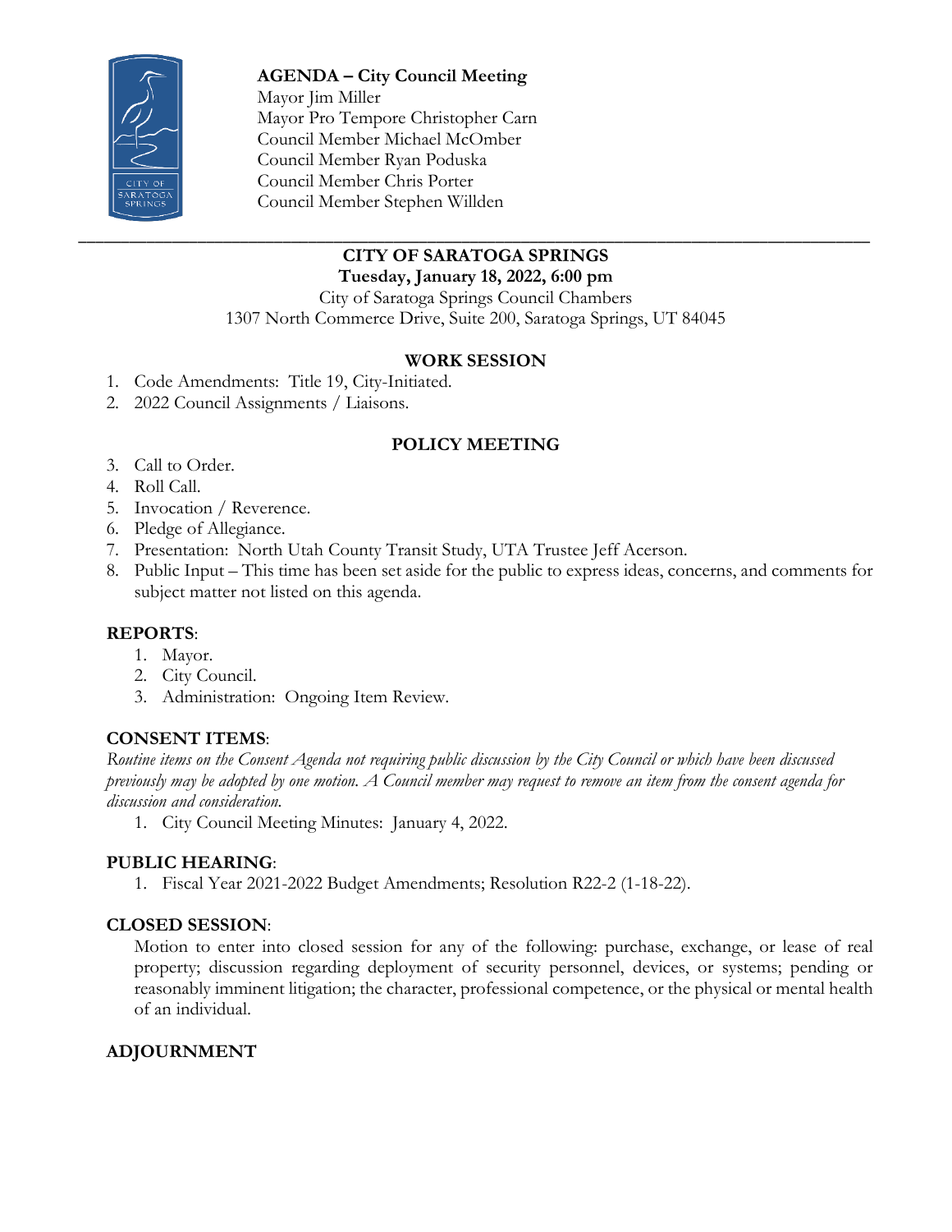**AGENDA – City Council Meeting**
Mayor Jim Miller
Mayor Pro Tempore Christopher Carn
Council Member Michael McOmber
Council Member Ryan Poduska
Council Member Chris Porter
Council Member Stephen Willden

---

## CITY OF SARATOGA SPRINGS

**Tuesday, January 18, 2022, 6:00 pm**

City of Saratoga Springs Council Chambers
1307 North Commerce Drive, Suite 200, Saratoga Springs, UT 84045

### WORK SESSION

1. Code Amendments: Title 19, City-Initiated.
2. 2022 Council Assignments / Liaisons.

### POLICY MEETING

3. Call to Order.
4. Roll Call.
5. Invocation / Reverence.
6. Pledge of Allegiance.
7. Presentation: North Utah County Transit Study, UTA Trustee Jeff Acerson.
8. Public Input – This time has been set aside for the public to express ideas, concerns, and comments for subject matter not listed on this agenda.

**REPORTS**:

1. Mayor.
2. City Council.
3. Administration: Ongoing Item Review.

**CONSENT ITEMS**:

*Routine items on the Consent Agenda not requiring public discussion by the City Council or which have been discussed previously may be adopted by one motion. A Council member may request to remove an item from the consent agenda for discussion and consideration.*

1. City Council Meeting Minutes: January 4, 2022.

**PUBLIC HEARING**:

1. Fiscal Year 2021-2022 Budget Amendments; Resolution R22-2 (1-18-22).

**CLOSED SESSION**:

Motion to enter into closed session for any of the following: purchase, exchange, or lease of real property; discussion regarding deployment of security personnel, devices, or systems; pending or reasonably imminent litigation; the character, professional competence, or the physical or mental health of an individual.

**ADJOURNMENT**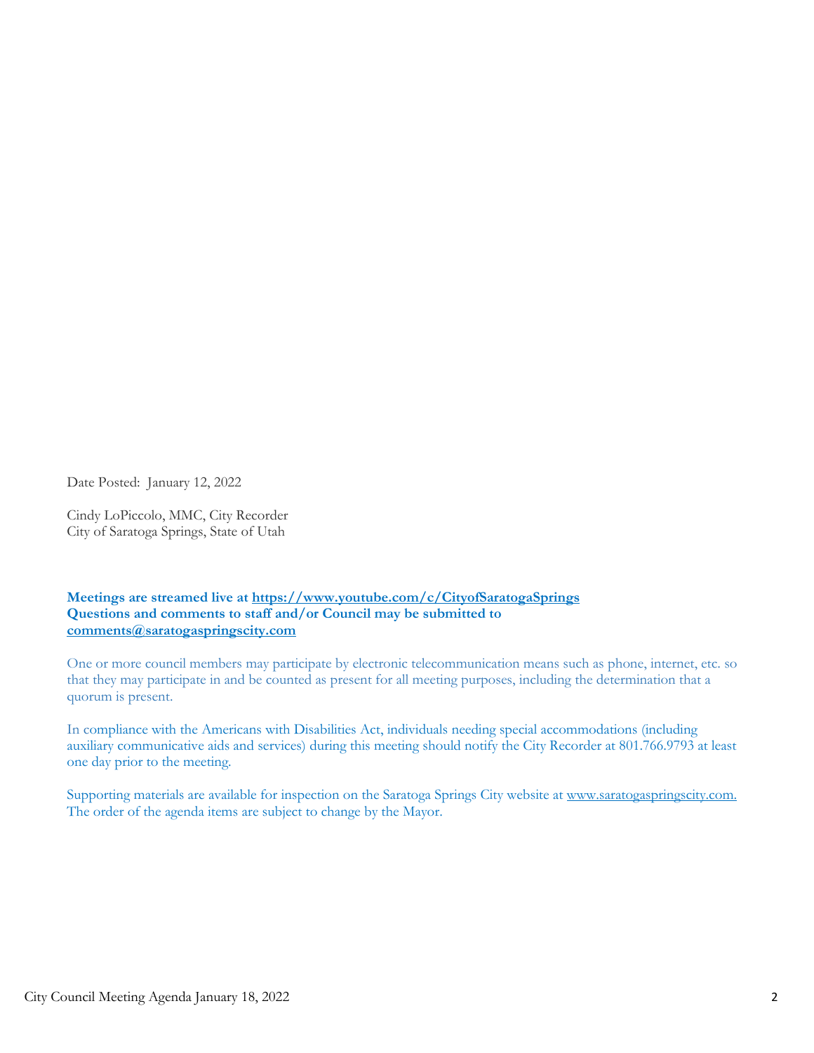Date Posted: January 12, 2022

Cindy LoPiccolo, MMC, City Recorder
City of Saratoga Springs, State of Utah

**Meetings are streamed live at https://www.youtube.com/c/CityofSaratogaSprings**
**Questions and comments to staff and/or Council may be submitted to comments@saratogaspringscity.com**

One or more council members may participate by electronic telecommunication means such as phone, internet, etc. so that they may participate in and be counted as present for all meeting purposes, including the determination that a quorum is present.

In compliance with the Americans with Disabilities Act, individuals needing special accommodations (including auxiliary communicative aids and services) during this meeting should notify the City Recorder at 801.766.9793 at least one day prior to the meeting.

Supporting materials are available for inspection on the Saratoga Springs City website at www.saratogaspringscity.com. The order of the agenda items are subject to change by the Mayor.